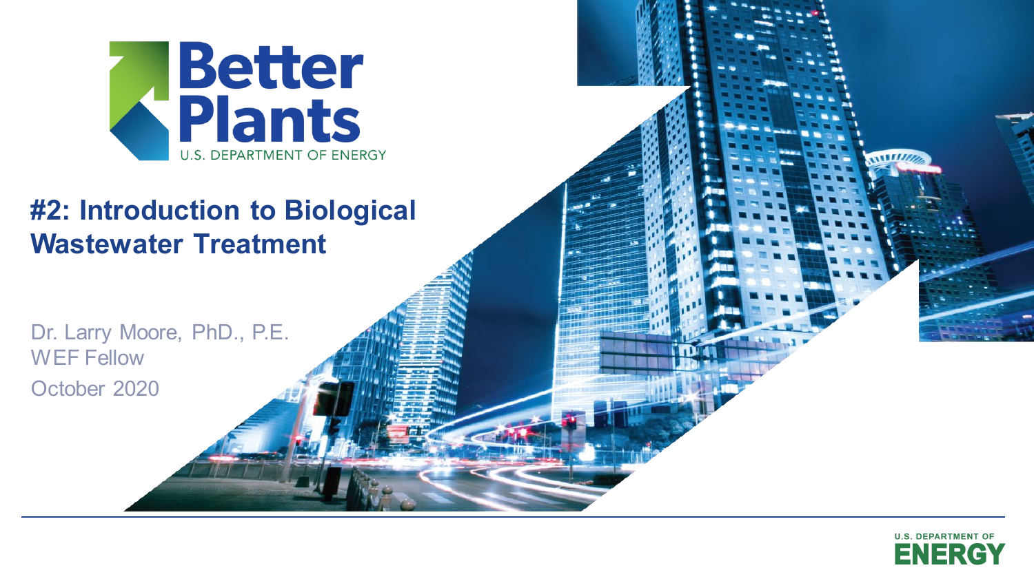Better Plants
U.S. DEPARTMENT OF ENERGY

# #2: Introduction to Biological Wastewater Treatment

Dr. Larry Moore, PhD., P.E.
WEF Fellow
October 2020

U.S. DEPARTMENT OF ENERGY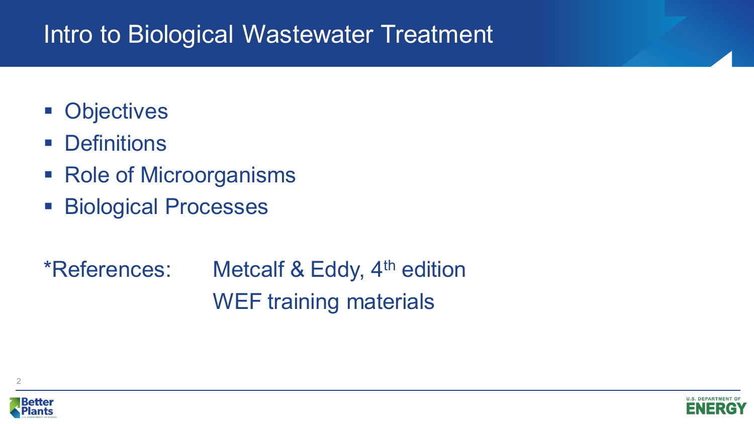# Intro to Biological Wastewater Treatment

- Objectives
- Definitions
- Role of Microorganisms
- Biological Processes

*References: Metcalf & Eddy, 4th edition
WEF training materials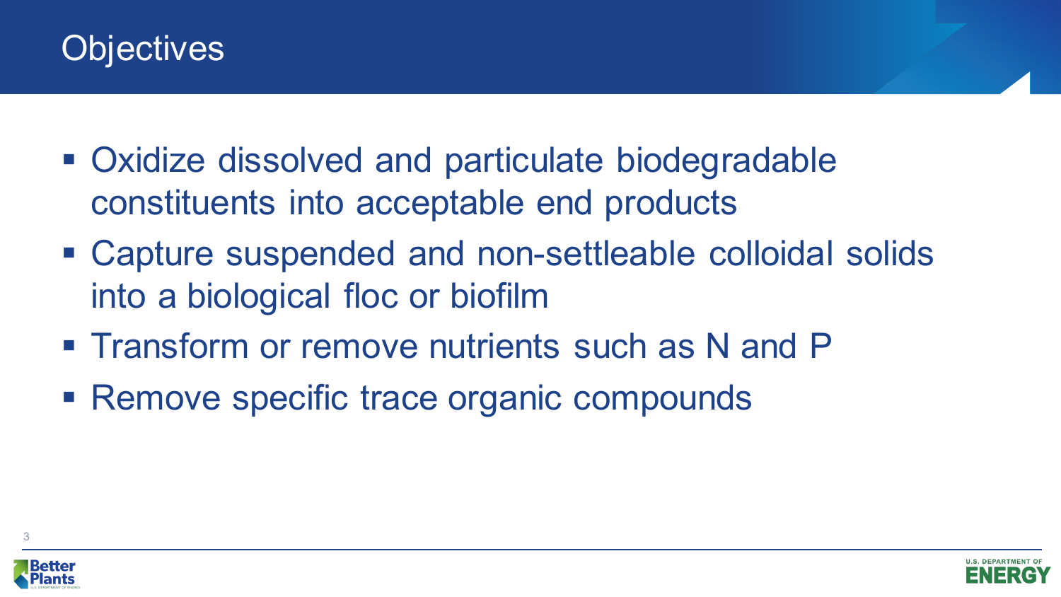# Objectives

- Oxidize dissolved and particulate biodegradable constituents into acceptable end products
- Capture suspended and non-settleable colloidal solids into a biological floc or biofilm
- Transform or remove nutrients such as N and P
- Remove specific trace organic compounds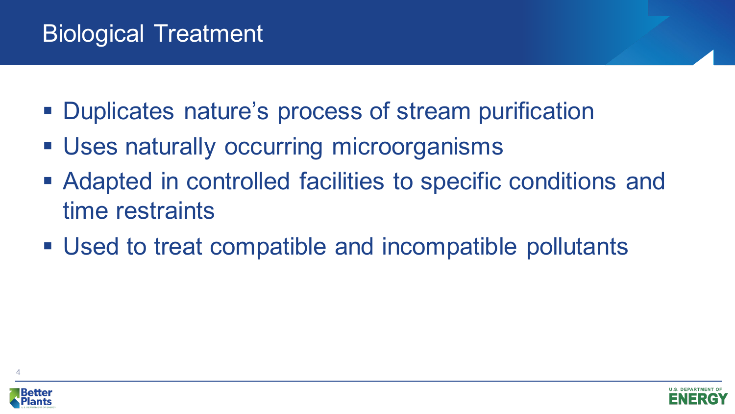# Biological Treatment

- Duplicates nature's process of stream purification
- Uses naturally occurring microorganisms
- Adapted in controlled facilities to specific conditions and time restraints
- Used to treat compatible and incompatible pollutants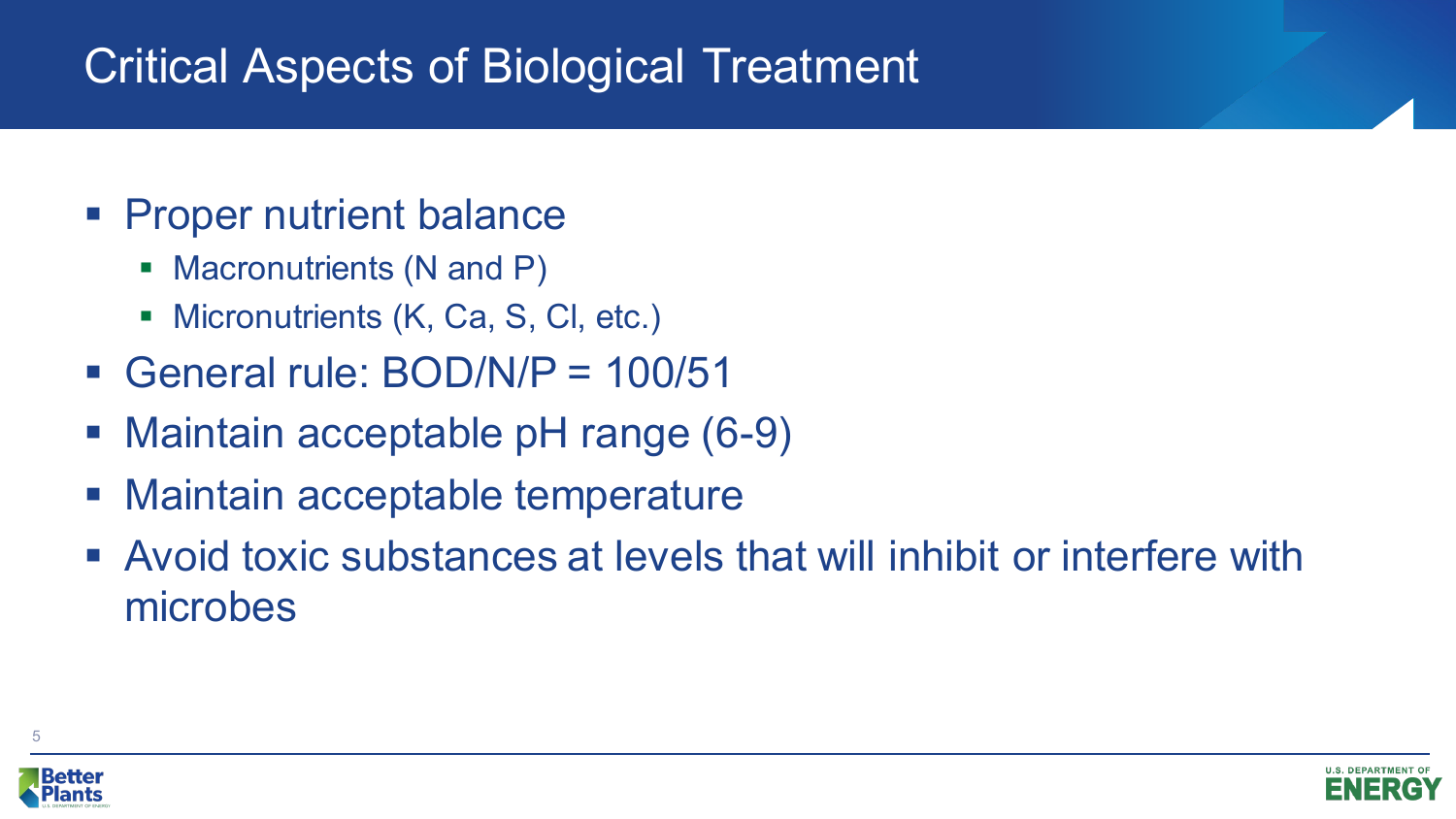# Critical Aspects of Biological Treatment

- Proper nutrient balance
  - Macronutrients (N and P)
  - Micronutrients (K, Ca, S, Cl, etc.)
- General rule: BOD/N/P = 100/51
- Maintain acceptable pH range (6-9)
- Maintain acceptable temperature
- Avoid toxic substances at levels that will inhibit or interfere with microbes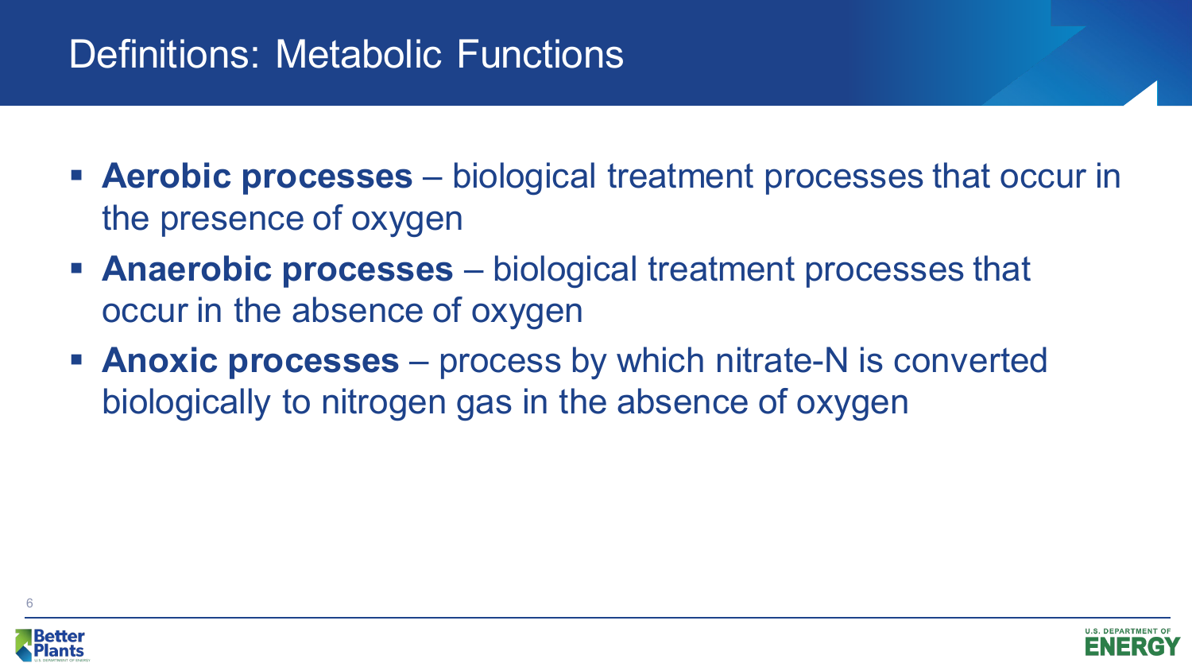# Definitions: Metabolic Functions

- **Aerobic processes** – biological treatment processes that occur in the presence of oxygen
- **Anaerobic processes** – biological treatment processes that occur in the absence of oxygen
- **Anoxic processes** – process by which nitrate-N is converted biologically to nitrogen gas in the absence of oxygen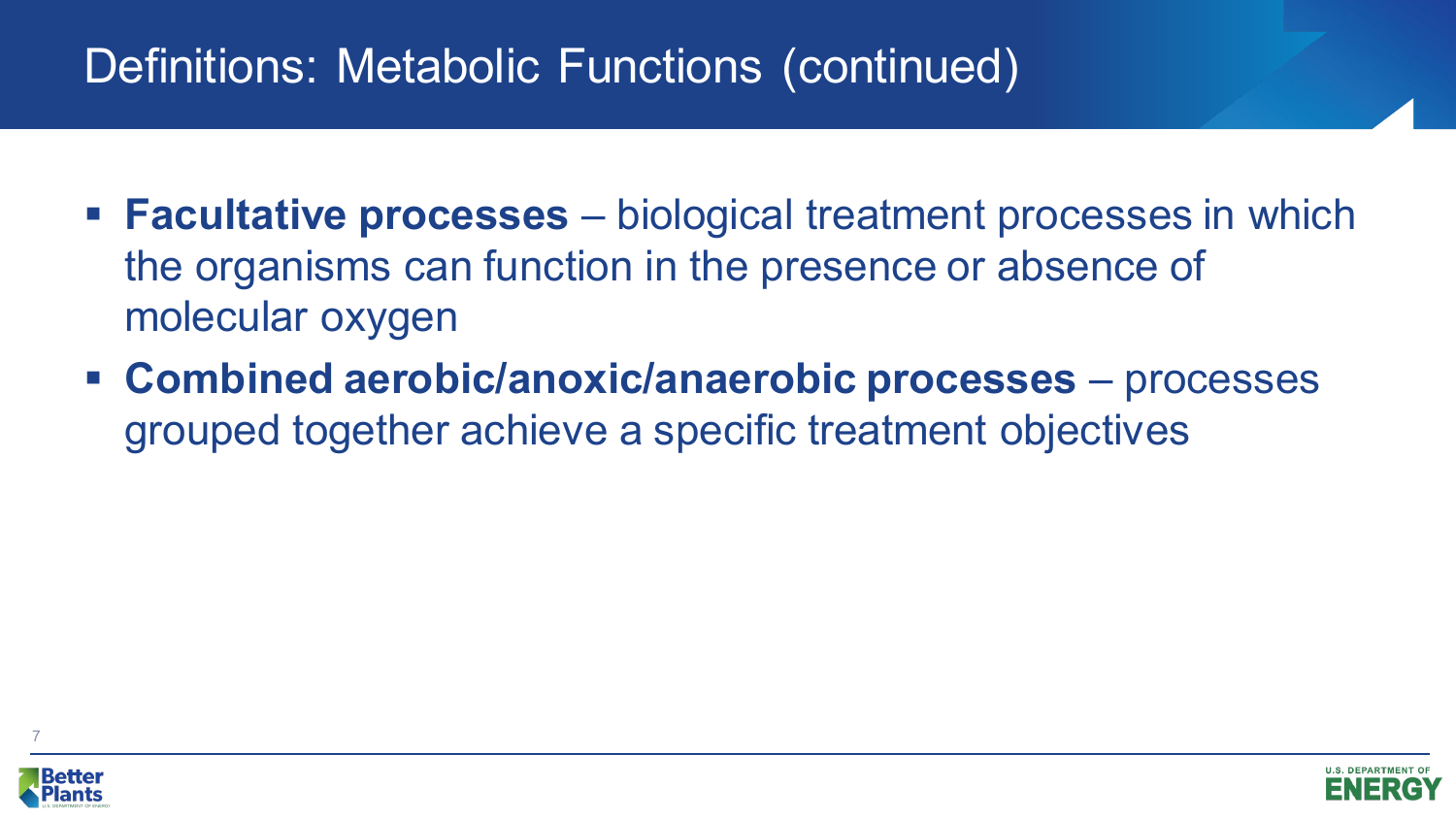# Definitions: Metabolic Functions (continued)

- **Facultative processes** – biological treatment processes in which the organisms can function in the presence or absence of molecular oxygen
- **Combined aerobic/anoxic/anaerobic processes** – processes grouped together achieve a specific treatment objectives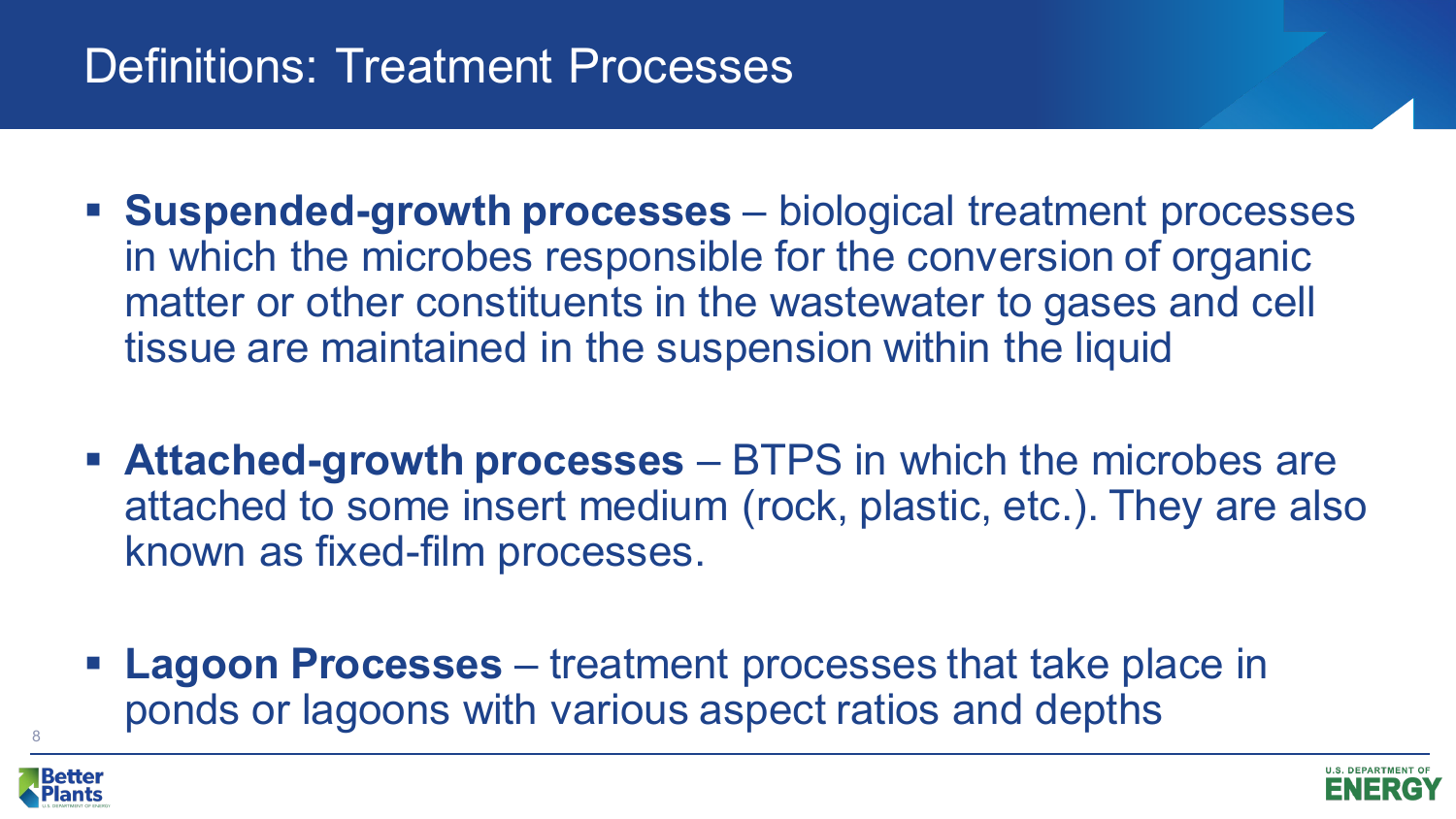# Definitions: Treatment Processes

- **Suspended-growth processes** – biological treatment processes in which the microbes responsible for the conversion of organic matter or other constituents in the wastewater to gases and cell tissue are maintained in the suspension within the liquid

- **Attached-growth processes** – BTPS in which the microbes are attached to some insert medium (rock, plastic, etc.). They are also known as fixed-film processes.

- **Lagoon Processes** – treatment processes that take place in ponds or lagoons with various aspect ratios and depths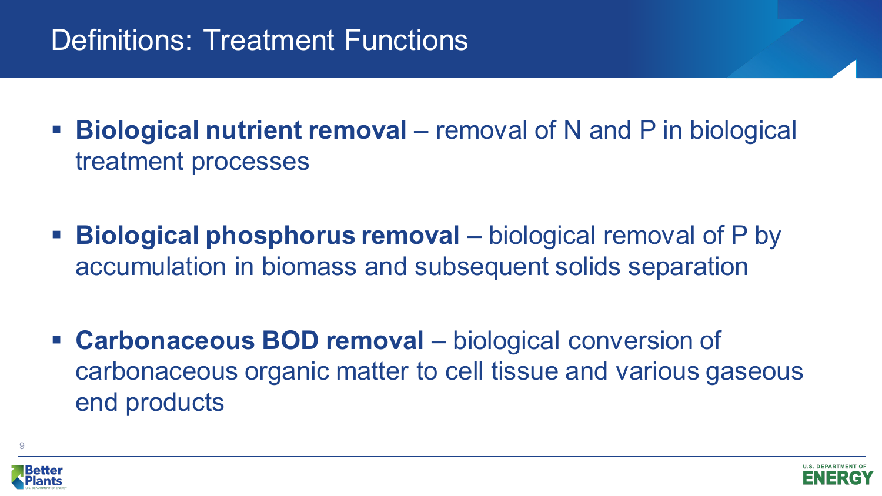# Definitions: Treatment Functions

- **Biological nutrient removal** – removal of N and P in biological treatment processes
- **Biological phosphorus removal** – biological removal of P by accumulation in biomass and subsequent solids separation
- **Carbonaceous BOD removal** – biological conversion of carbonaceous organic matter to cell tissue and various gaseous end products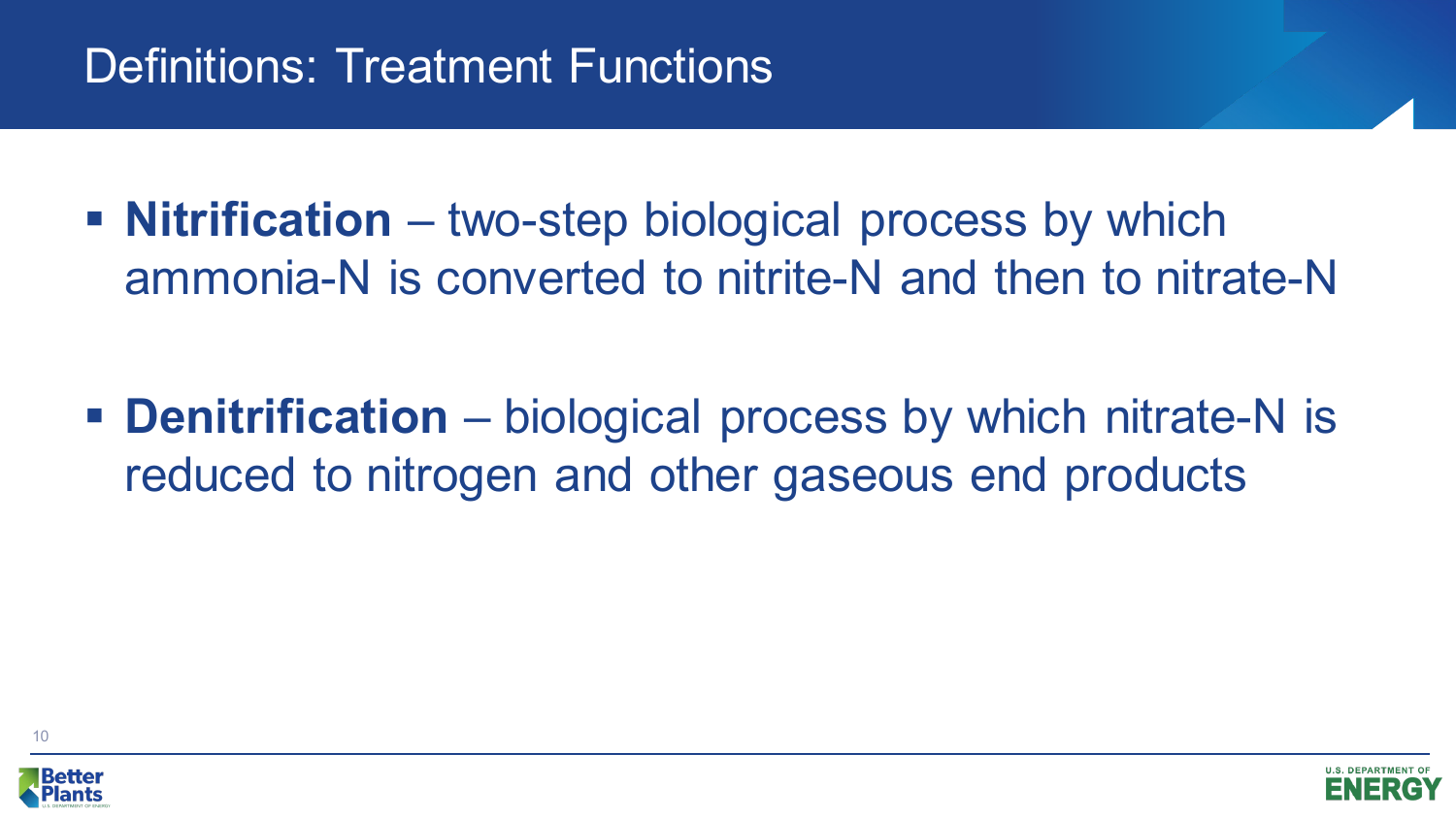# Definitions: Treatment Functions

- **Nitrification** – two-step biological process by which ammonia-N is converted to nitrite-N and then to nitrate-N

- **Denitrification** – biological process by which nitrate-N is reduced to nitrogen and other gaseous end products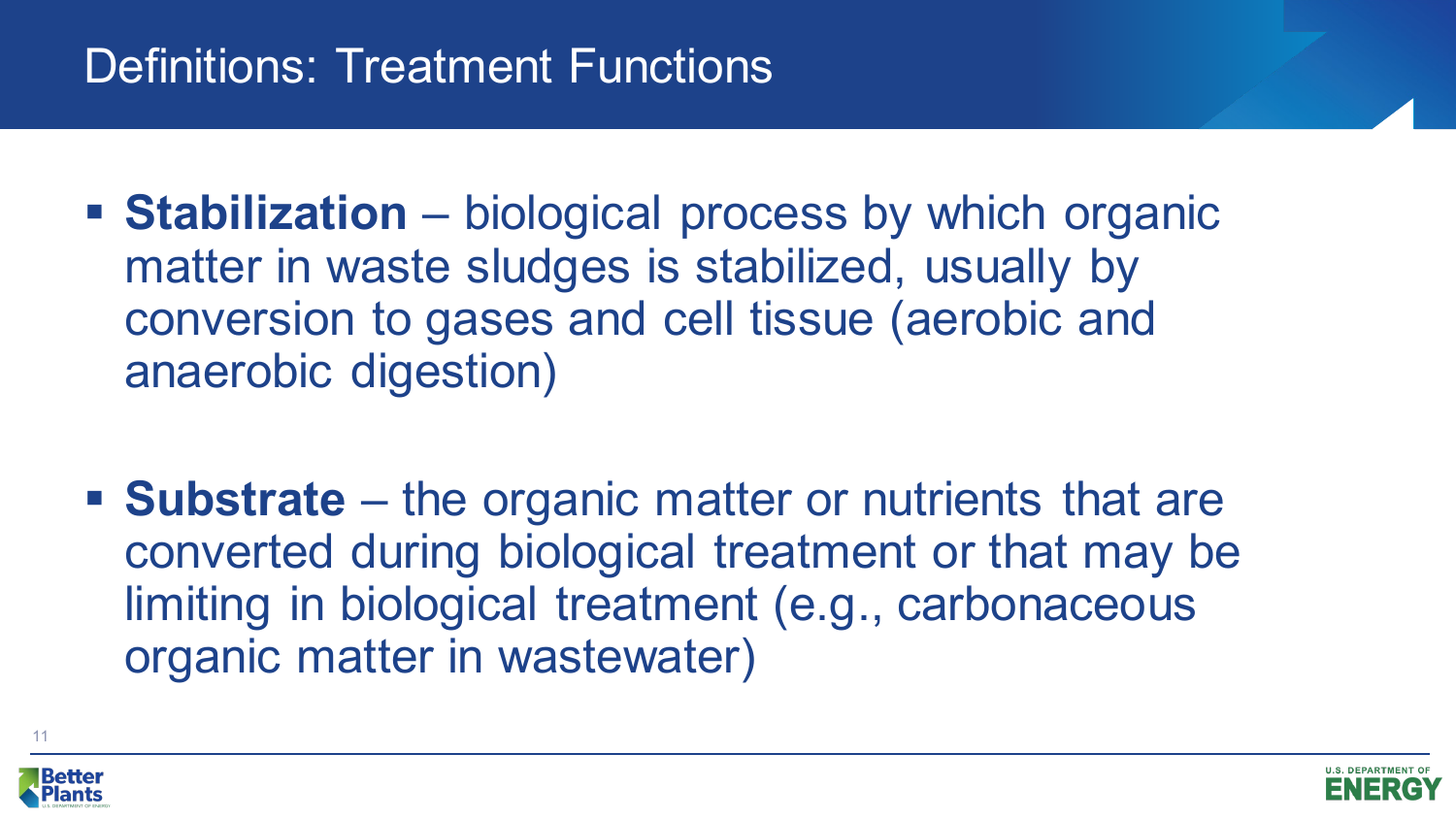# Definitions: Treatment Functions

- **Stabilization** – biological process by which organic matter in waste sludges is stabilized, usually by conversion to gases and cell tissue (aerobic and anaerobic digestion)

- **Substrate** – the organic matter or nutrients that are converted during biological treatment or that may be limiting in biological treatment (e.g., carbonaceous organic matter in wastewater)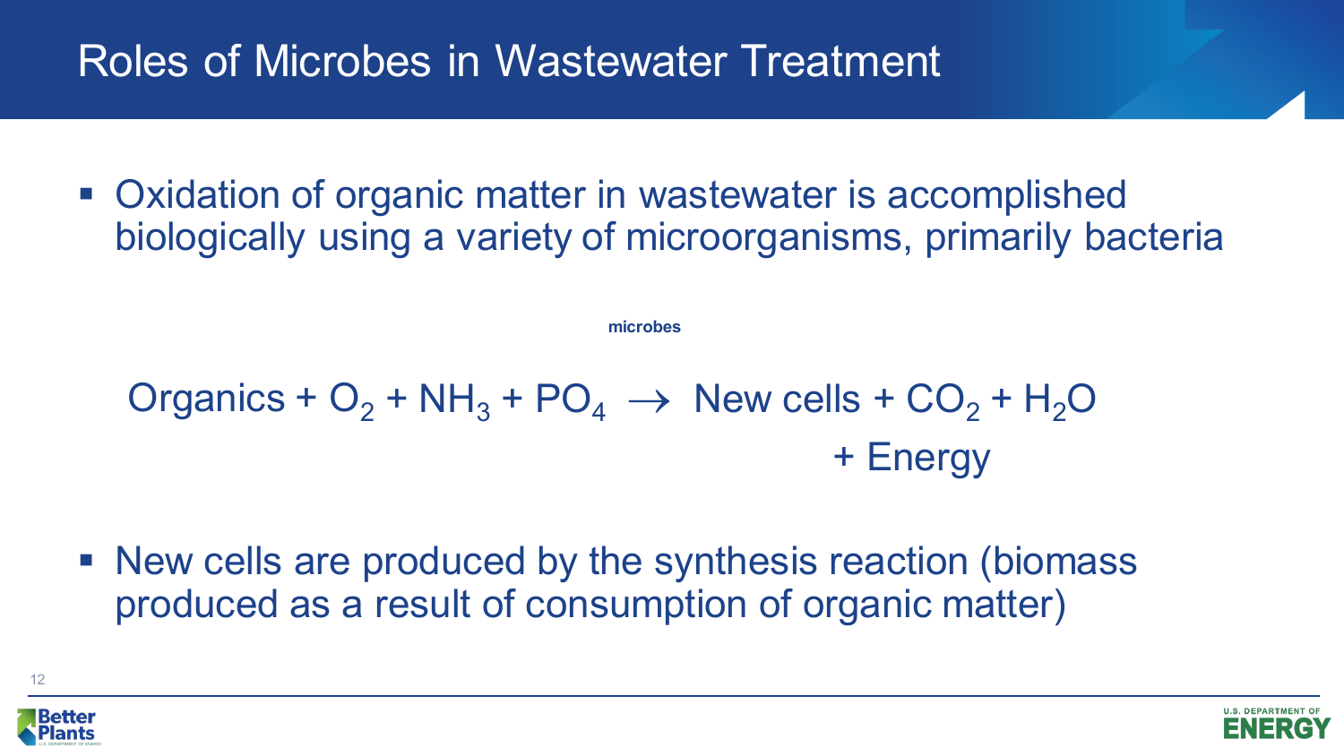# Roles of Microbes in Wastewater Treatment

- Oxidation of organic matter in wastewater is accomplished biologically using a variety of microorganisms, primarily bacteria

$$\text{Organics} + O_2 + NH_3 + PO_4 \xrightarrow{\text{microbes}} \text{New cells} + CO_2 + H_2O + \text{Energy}$$

- New cells are produced by the synthesis reaction (biomass produced as a result of consumption of organic matter)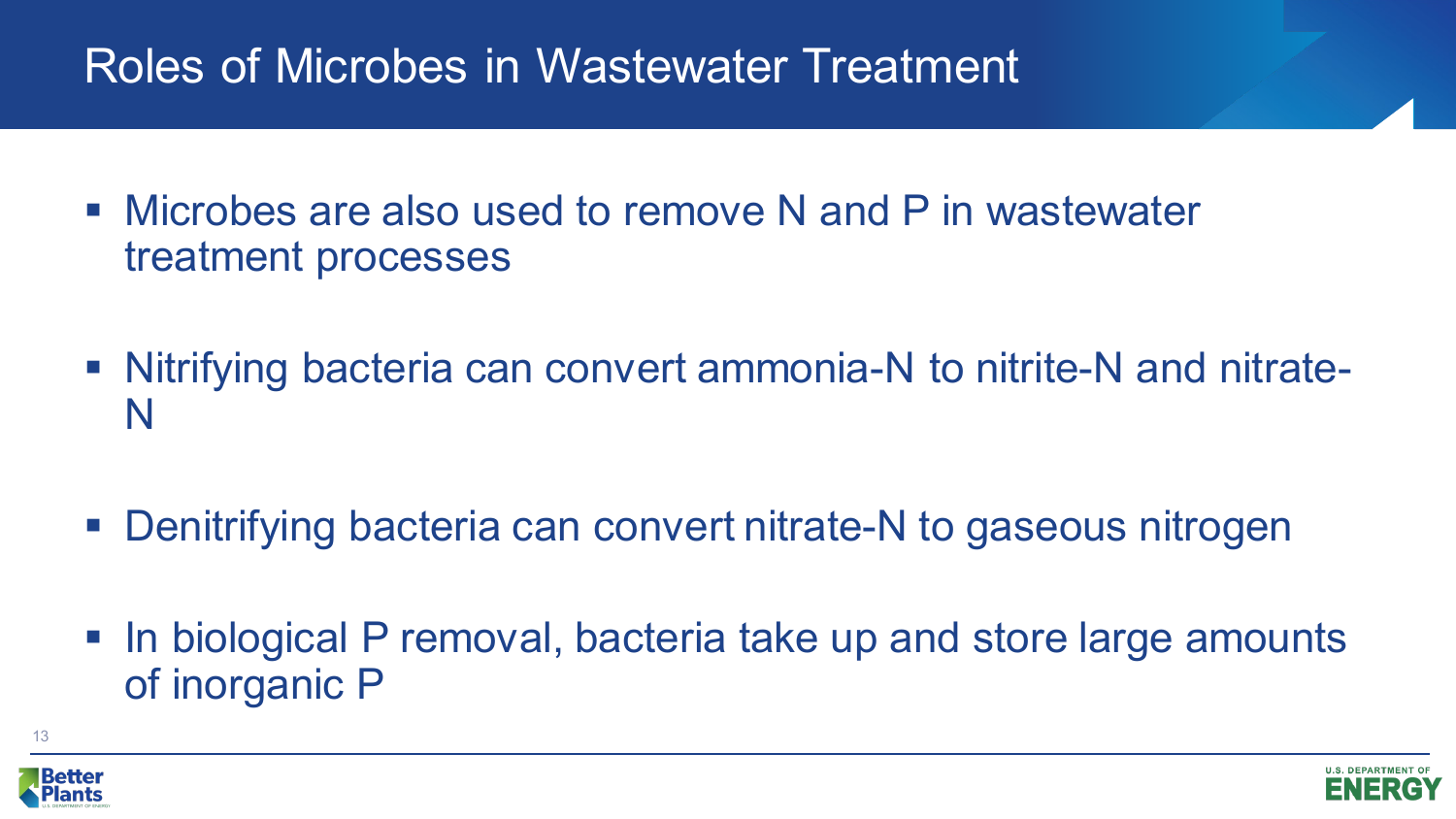# Roles of Microbes in Wastewater Treatment

- Microbes are also used to remove N and P in wastewater treatment processes
- Nitrifying bacteria can convert ammonia-N to nitrite-N and nitrate-N
- Denitrifying bacteria can convert nitrate-N to gaseous nitrogen
- In biological P removal, bacteria take up and store large amounts of inorganic P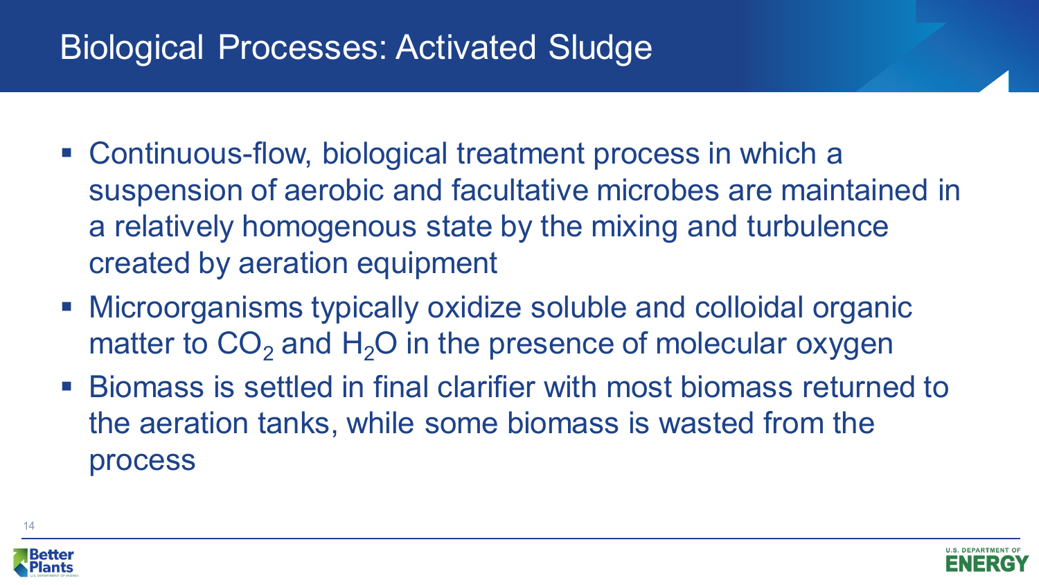# Biological Processes: Activated Sludge

- Continuous-flow, biological treatment process in which a suspension of aerobic and facultative microbes are maintained in a relatively homogenous state by the mixing and turbulence created by aeration equipment
- Microorganisms typically oxidize soluble and colloidal organic matter to $CO_2$ and $H_2O$ in the presence of molecular oxygen
- Biomass is settled in final clarifier with most biomass returned to the aeration tanks, while some biomass is wasted from the process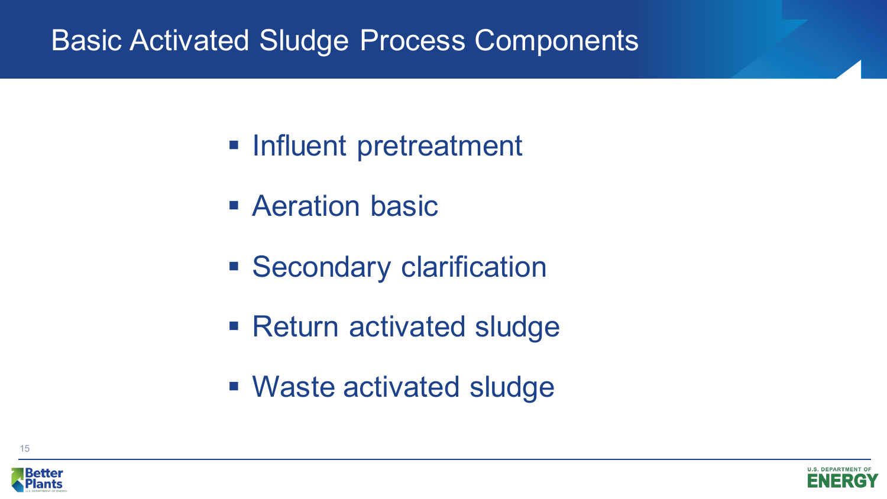# Basic Activated Sludge Process Components

- Influent pretreatment
- Aeration basic
- Secondary clarification
- Return activated sludge
- Waste activated sludge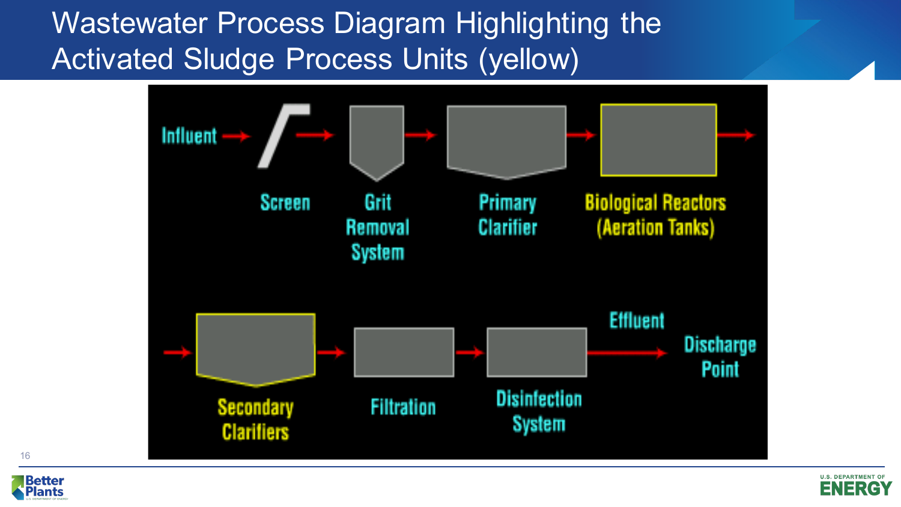# Wastewater Process Diagram Highlighting the Activated Sludge Process Units (yellow)

Influent → Screen → Grit Removal System → Primary Clarifier → Biological Reactors (Aeration Tanks) →

→ Secondary Clarifiers → Filtration → Disinfection System → Effluent → Discharge Point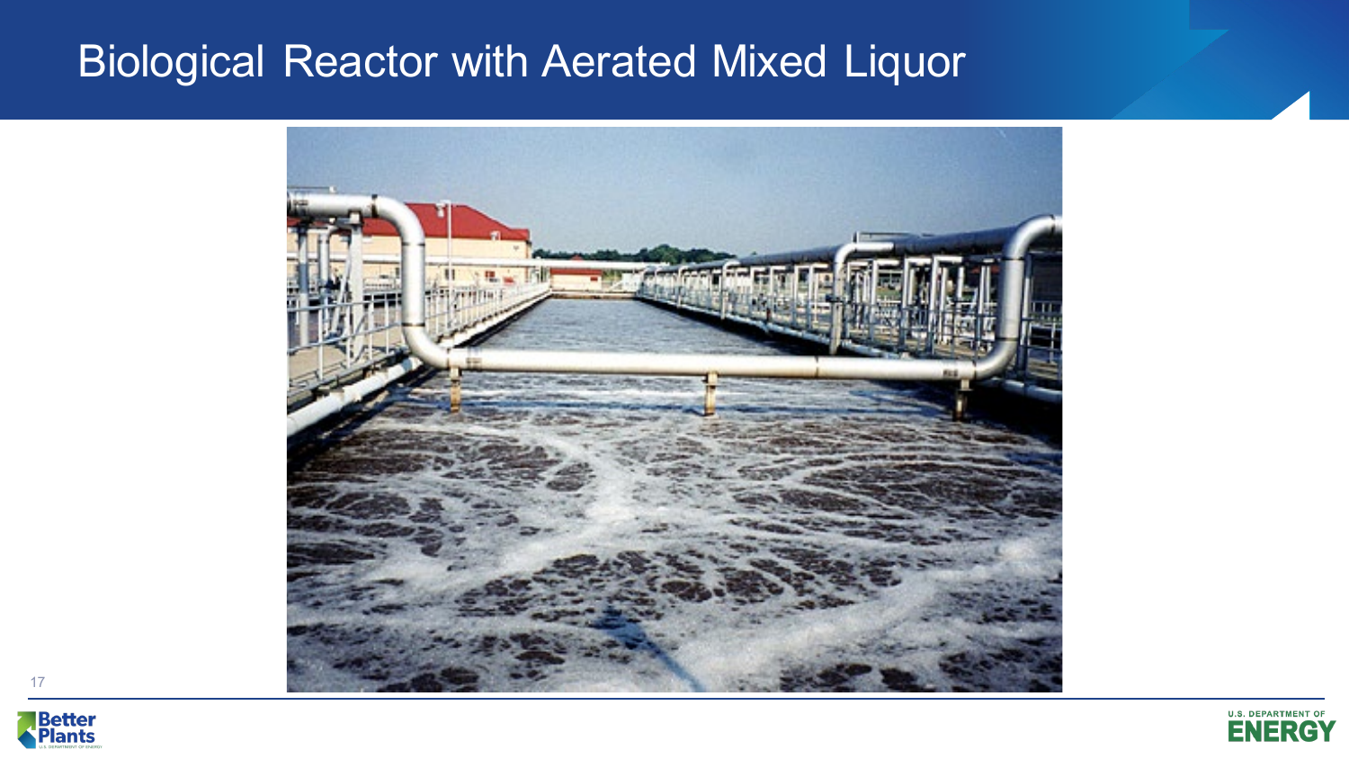# Biological Reactor with Aerated Mixed Liquor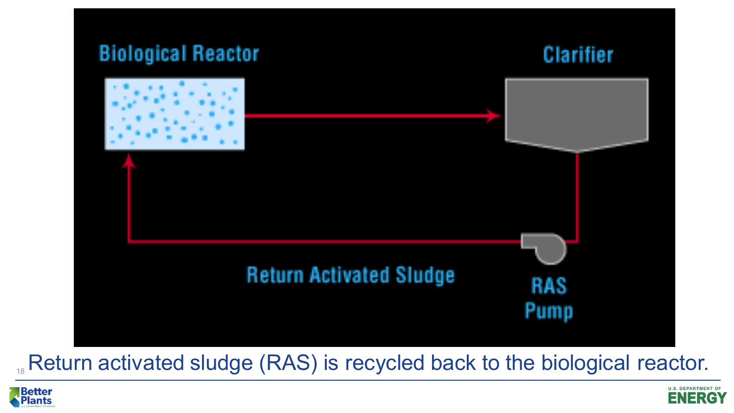Biological Reactor

Clarifier

Return Activated Sludge

RAS Pump

Return activated sludge (RAS) is recycled back to the biological reactor.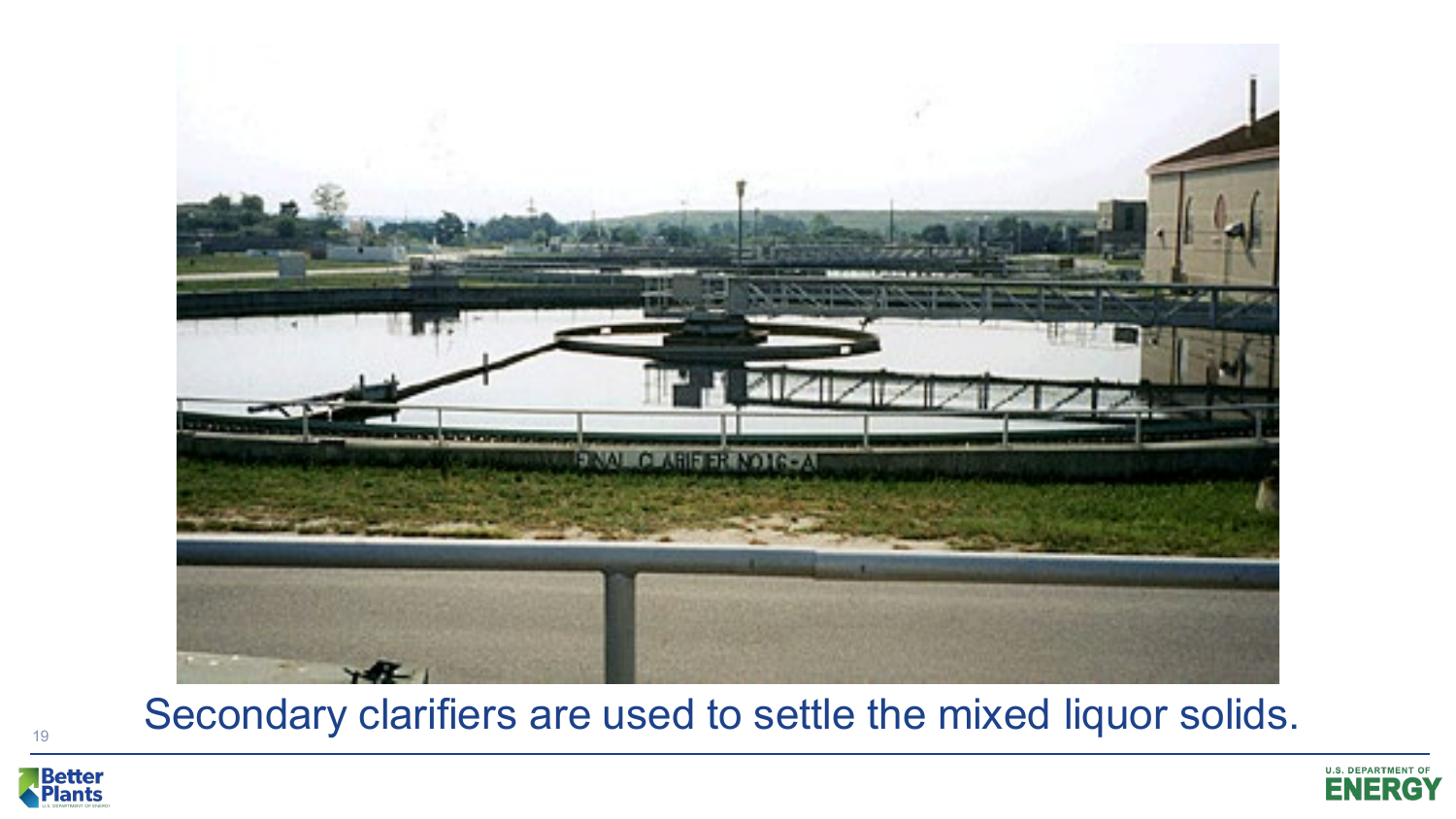Secondary clarifiers are used to settle the mixed liquor solids.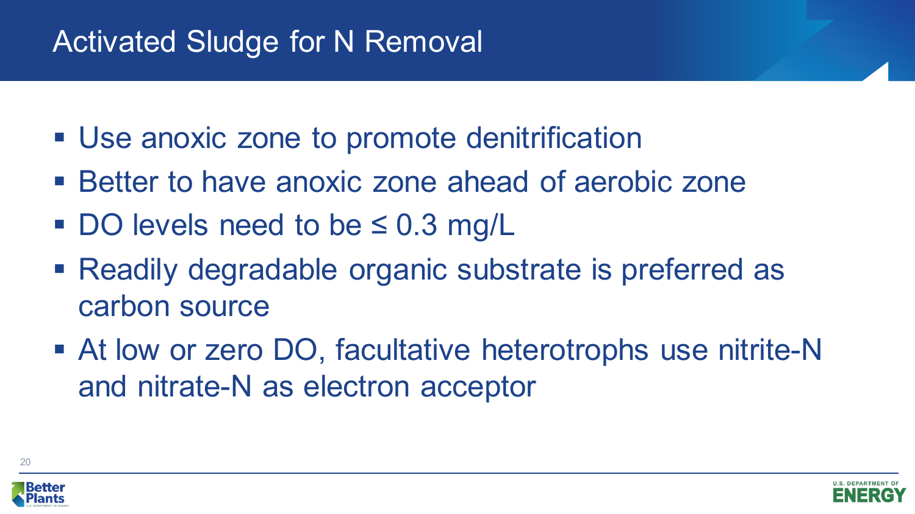# Activated Sludge for N Removal

- Use anoxic zone to promote denitrification
- Better to have anoxic zone ahead of aerobic zone
- DO levels need to be $\leq 0.3$ mg/L
- Readily degradable organic substrate is preferred as carbon source
- At low or zero DO, facultative heterotrophs use nitrite-N and nitrate-N as electron acceptor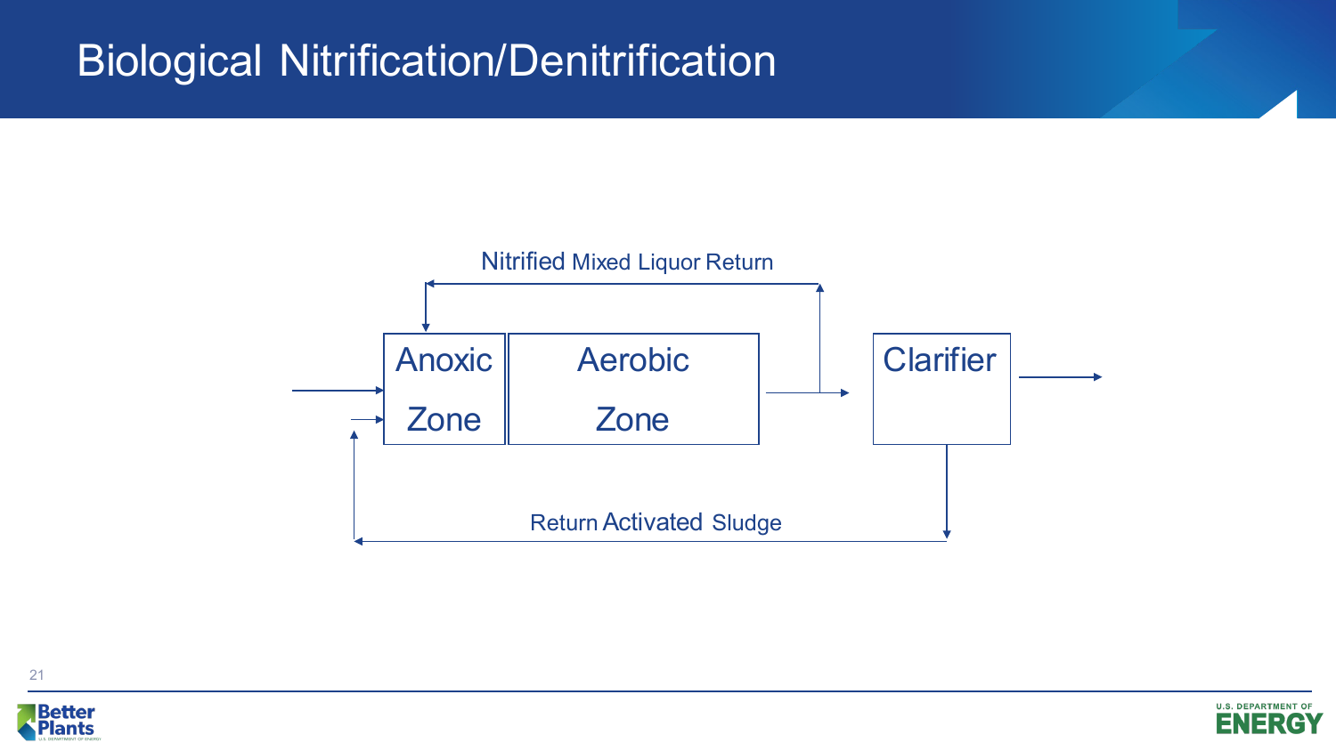# Biological Nitrification/Denitrification

Nitrified Mixed Liquor Return

Anoxic Zone

Aerobic Zone

Clarifier

Return Activated Sludge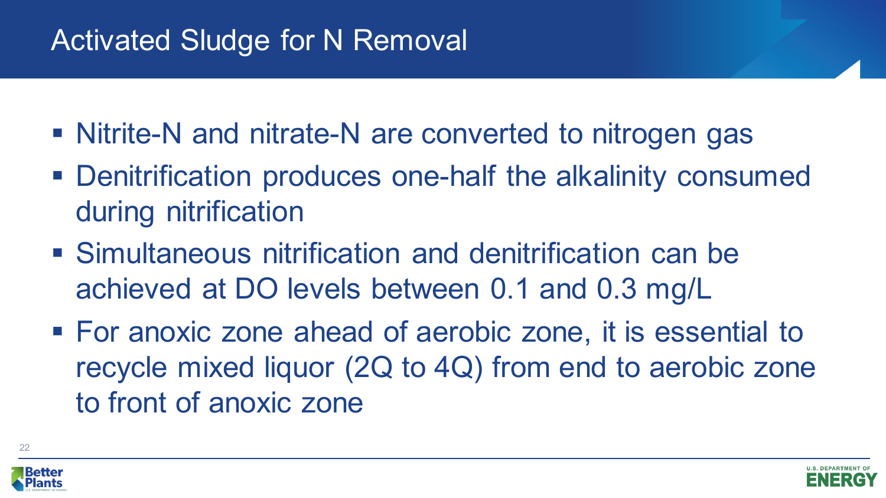# Activated Sludge for N Removal

- Nitrite-N and nitrate-N are converted to nitrogen gas
- Denitrification produces one-half the alkalinity consumed during nitrification
- Simultaneous nitrification and denitrification can be achieved at DO levels between 0.1 and 0.3 mg/L
- For anoxic zone ahead of aerobic zone, it is essential to recycle mixed liquor (2Q to 4Q) from end to aerobic zone to front of anoxic zone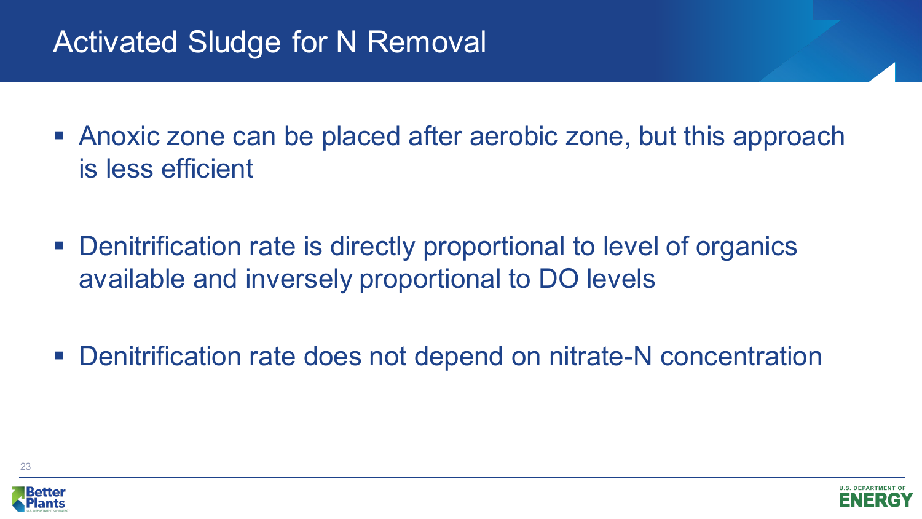# Activated Sludge for N Removal

- Anoxic zone can be placed after aerobic zone, but this approach is less efficient
- Denitrification rate is directly proportional to level of organics available and inversely proportional to DO levels
- Denitrification rate does not depend on nitrate-N concentration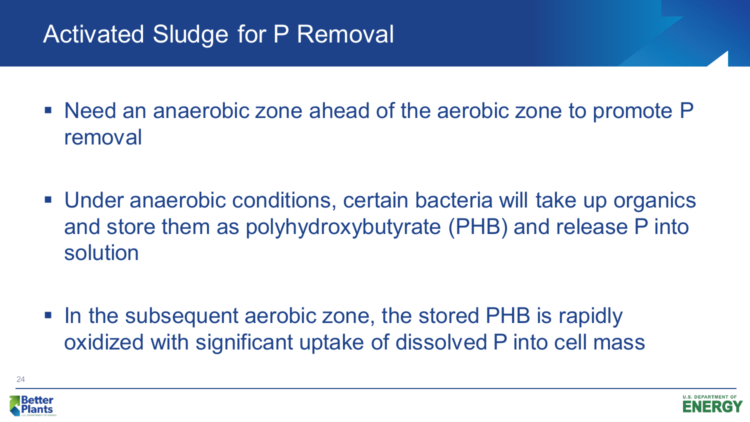# Activated Sludge for P Removal

- Need an anaerobic zone ahead of the aerobic zone to promote P removal
- Under anaerobic conditions, certain bacteria will take up organics and store them as polyhydroxybutyrate (PHB) and release P into solution
- In the subsequent aerobic zone, the stored PHB is rapidly oxidized with significant uptake of dissolved P into cell mass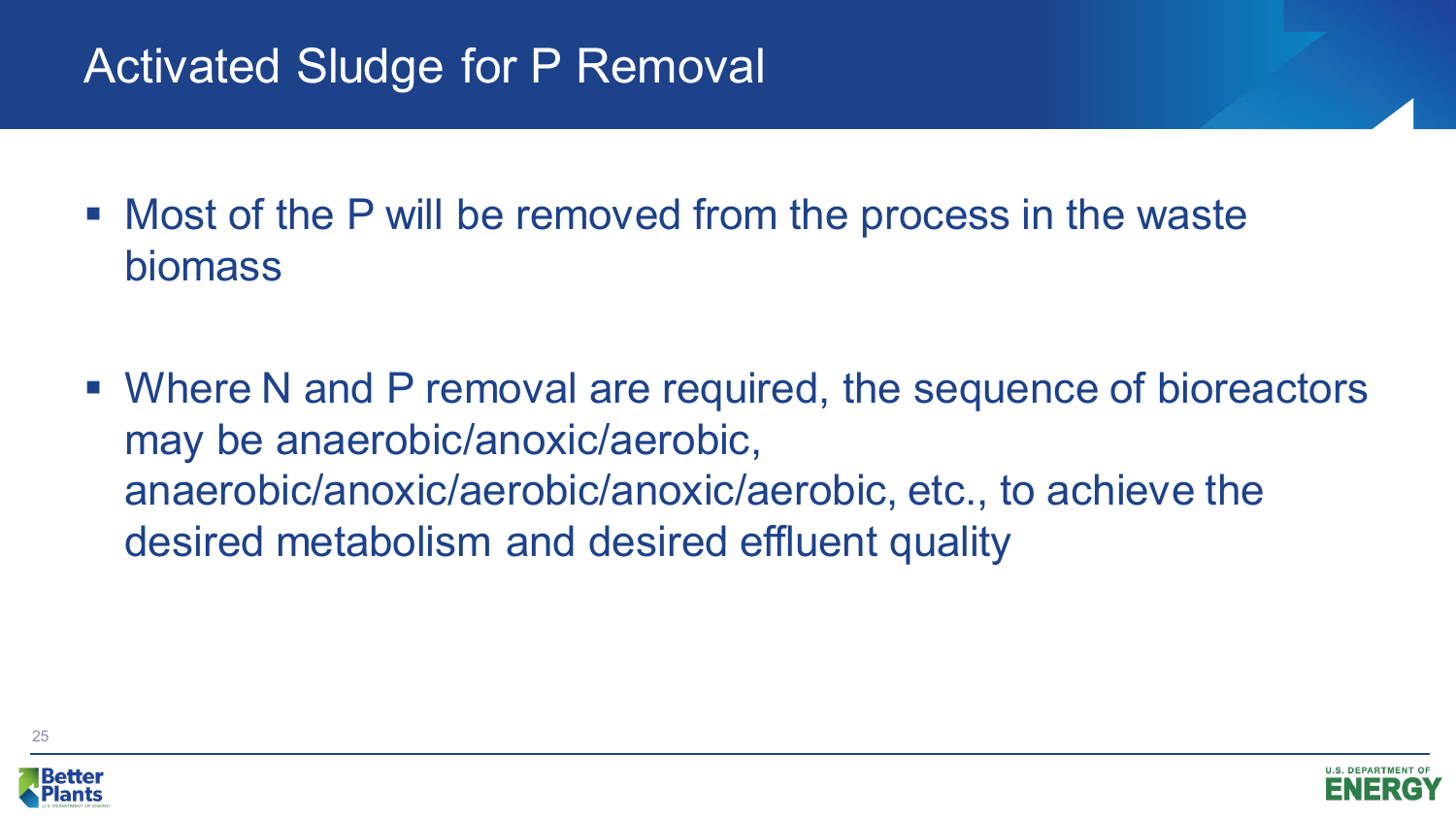# Activated Sludge for P Removal

- Most of the P will be removed from the process in the waste biomass
- Where N and P removal are required, the sequence of bioreactors may be anaerobic/anoxic/aerobic, anaerobic/anoxic/aerobic/anoxic/aerobic, etc., to achieve the desired metabolism and desired effluent quality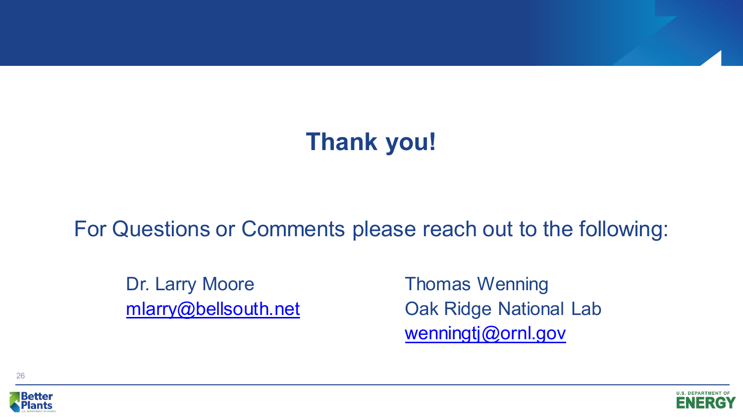# Thank you!

For Questions or Comments please reach out to the following:

Dr. Larry Moore
[mlarry@bellsouth.net](mailto:mlarry@bellsouth.net)

Thomas Wenning
Oak Ridge National Lab
[wenningtj@ornl.gov](mailto:wenningtj@ornl.gov)